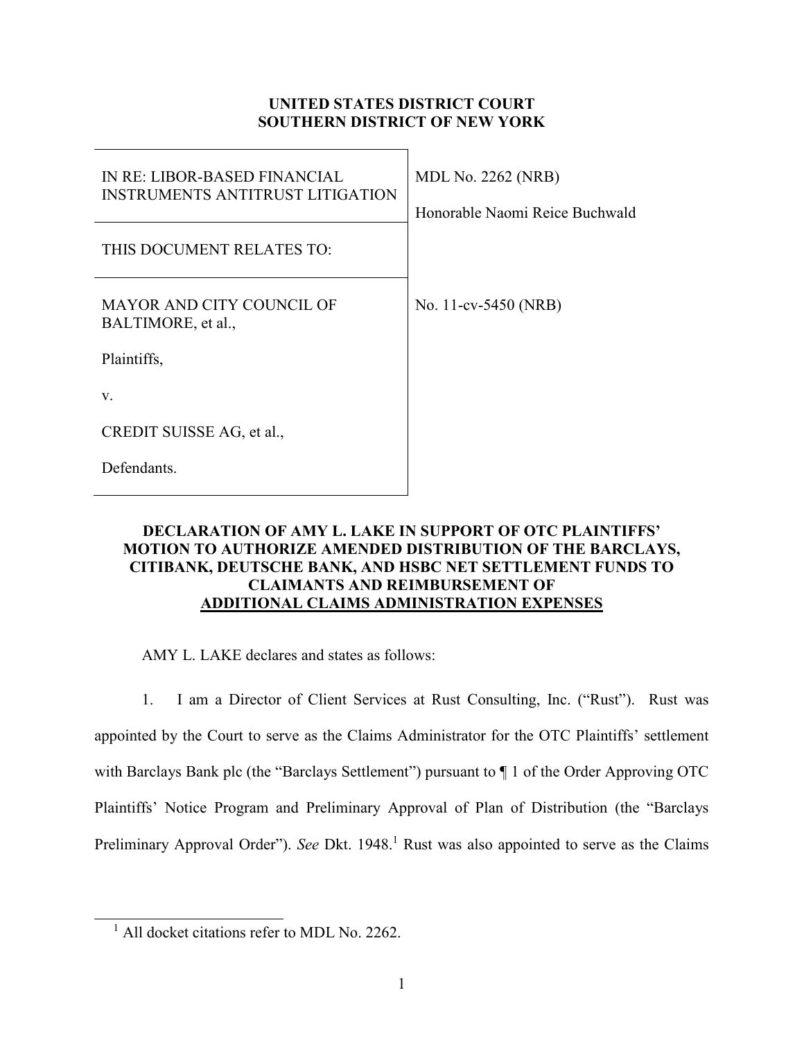**UNITED STATES DISTRICT COURT**
**SOUTHERN DISTRICT OF NEW YORK**

| | |
|---|---|
| IN RE: LIBOR-BASED FINANCIAL INSTRUMENTS ANTITRUST LITIGATION | MDL No. 2262 (NRB)<br><br>Honorable Naomi Reice Buchwald |
| THIS DOCUMENT RELATES TO: | |
| MAYOR AND CITY COUNCIL OF BALTIMORE, et al.,<br><br>Plaintiffs,<br><br>v.<br><br>CREDIT SUISSE AG, et al.,<br><br>Defendants. | No. 11-cv-5450 (NRB) |

**DECLARATION OF AMY L. LAKE IN SUPPORT OF OTC PLAINTIFFS' MOTION TO AUTHORIZE AMENDED DISTRIBUTION OF THE BARCLAYS, CITIBANK, DEUTSCHE BANK, AND HSBC NET SETTLEMENT FUNDS TO CLAIMANTS AND REIMBURSEMENT OF ADDITIONAL CLAIMS ADMINISTRATION EXPENSES**

AMY L. LAKE declares and states as follows:

1. I am a Director of Client Services at Rust Consulting, Inc. ("Rust"). Rust was appointed by the Court to serve as the Claims Administrator for the OTC Plaintiffs' settlement with Barclays Bank plc (the "Barclays Settlement") pursuant to ¶ 1 of the Order Approving OTC Plaintiffs' Notice Program and Preliminary Approval of Plan of Distribution (the "Barclays Preliminary Approval Order"). *See* Dkt. 1948.[1] Rust was also appointed to serve as the Claims

[1] All docket citations refer to MDL No. 2262.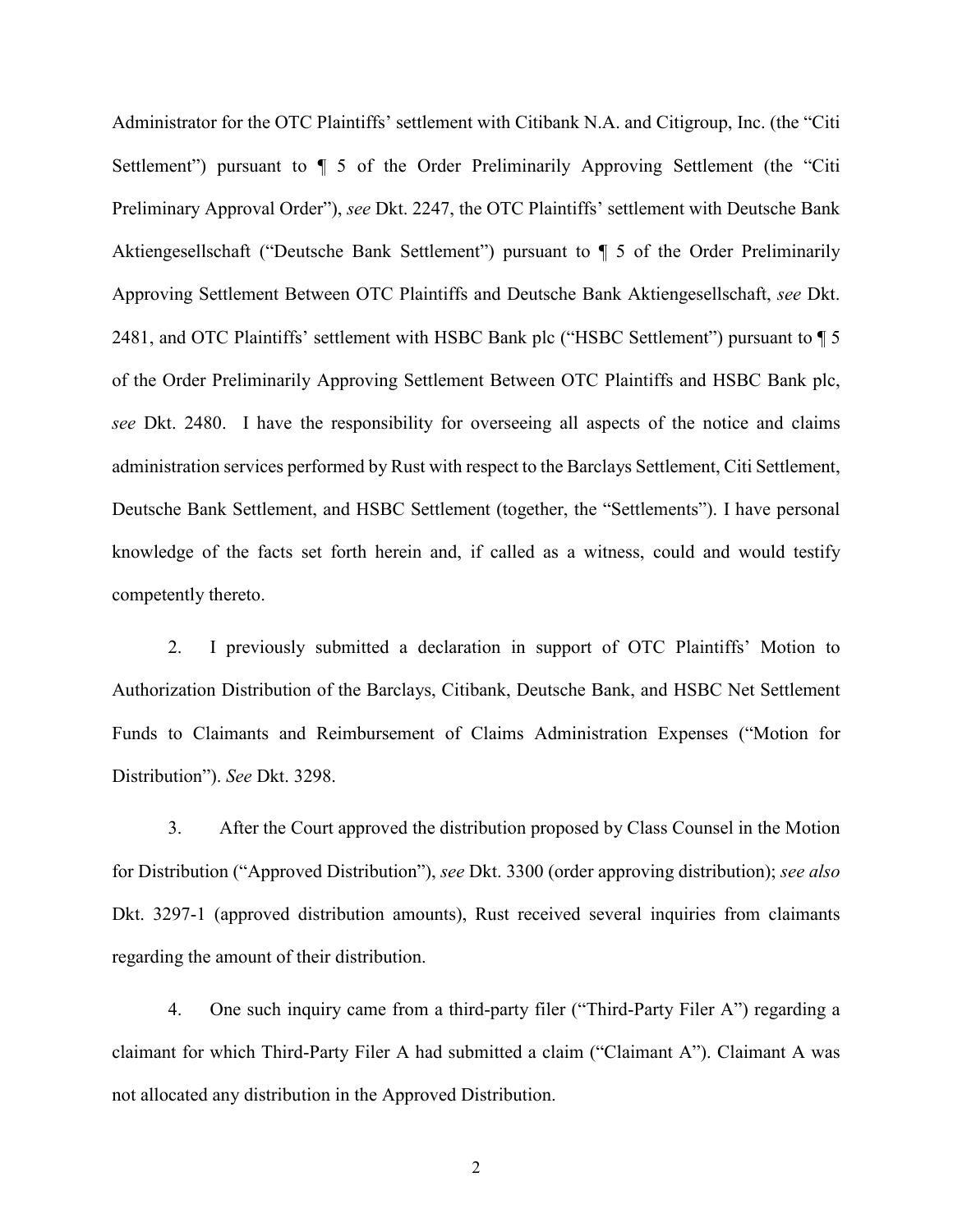Administrator for the OTC Plaintiffs' settlement with Citibank N.A. and Citigroup, Inc. (the "Citi Settlement") pursuant to ¶ 5 of the Order Preliminarily Approving Settlement (the "Citi Preliminary Approval Order"), *see* Dkt. 2247, the OTC Plaintiffs' settlement with Deutsche Bank Aktiengesellschaft ("Deutsche Bank Settlement") pursuant to ¶ 5 of the Order Preliminarily Approving Settlement Between OTC Plaintiffs and Deutsche Bank Aktiengesellschaft, *see* Dkt. 2481, and OTC Plaintiffs' settlement with HSBC Bank plc ("HSBC Settlement") pursuant to ¶ 5 of the Order Preliminarily Approving Settlement Between OTC Plaintiffs and HSBC Bank plc, *see* Dkt. 2480. I have the responsibility for overseeing all aspects of the notice and claims administration services performed by Rust with respect to the Barclays Settlement, Citi Settlement, Deutsche Bank Settlement, and HSBC Settlement (together, the "Settlements"). I have personal knowledge of the facts set forth herein and, if called as a witness, could and would testify competently thereto.

2. I previously submitted a declaration in support of OTC Plaintiffs' Motion to Authorization Distribution of the Barclays, Citibank, Deutsche Bank, and HSBC Net Settlement Funds to Claimants and Reimbursement of Claims Administration Expenses ("Motion for Distribution"). *See* Dkt. 3298.

3. After the Court approved the distribution proposed by Class Counsel in the Motion for Distribution ("Approved Distribution"), *see* Dkt. 3300 (order approving distribution); *see also* Dkt. 3297-1 (approved distribution amounts), Rust received several inquiries from claimants regarding the amount of their distribution.

4. One such inquiry came from a third-party filer ("Third-Party Filer A") regarding a claimant for which Third-Party Filer A had submitted a claim ("Claimant A"). Claimant A was not allocated any distribution in the Approved Distribution.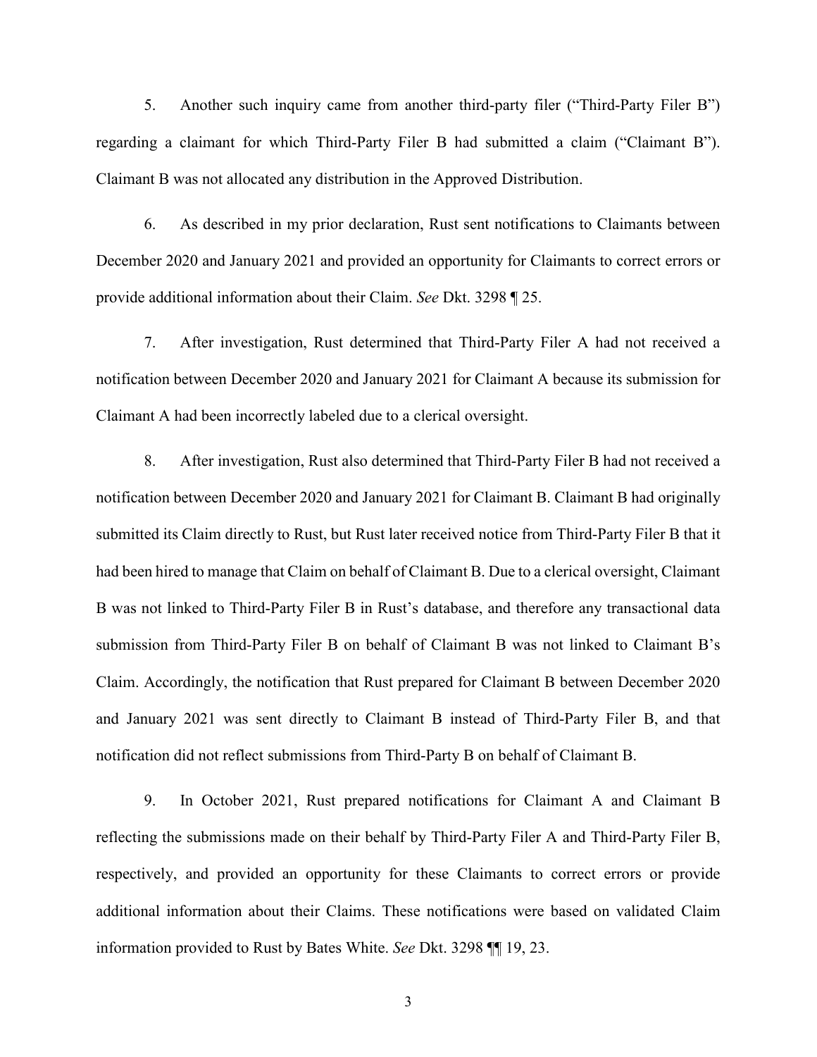5. Another such inquiry came from another third-party filer ("Third-Party Filer B") regarding a claimant for which Third-Party Filer B had submitted a claim ("Claimant B"). Claimant B was not allocated any distribution in the Approved Distribution.

6. As described in my prior declaration, Rust sent notifications to Claimants between December 2020 and January 2021 and provided an opportunity for Claimants to correct errors or provide additional information about their Claim. *See* Dkt. 3298 ¶ 25.

7. After investigation, Rust determined that Third-Party Filer A had not received a notification between December 2020 and January 2021 for Claimant A because its submission for Claimant A had been incorrectly labeled due to a clerical oversight.

8. After investigation, Rust also determined that Third-Party Filer B had not received a notification between December 2020 and January 2021 for Claimant B. Claimant B had originally submitted its Claim directly to Rust, but Rust later received notice from Third-Party Filer B that it had been hired to manage that Claim on behalf of Claimant B. Due to a clerical oversight, Claimant B was not linked to Third-Party Filer B in Rust's database, and therefore any transactional data submission from Third-Party Filer B on behalf of Claimant B was not linked to Claimant B's Claim. Accordingly, the notification that Rust prepared for Claimant B between December 2020 and January 2021 was sent directly to Claimant B instead of Third-Party Filer B, and that notification did not reflect submissions from Third-Party B on behalf of Claimant B.

9. In October 2021, Rust prepared notifications for Claimant A and Claimant B reflecting the submissions made on their behalf by Third-Party Filer A and Third-Party Filer B, respectively, and provided an opportunity for these Claimants to correct errors or provide additional information about their Claims. These notifications were based on validated Claim information provided to Rust by Bates White. *See* Dkt. 3298 ¶¶ 19, 23.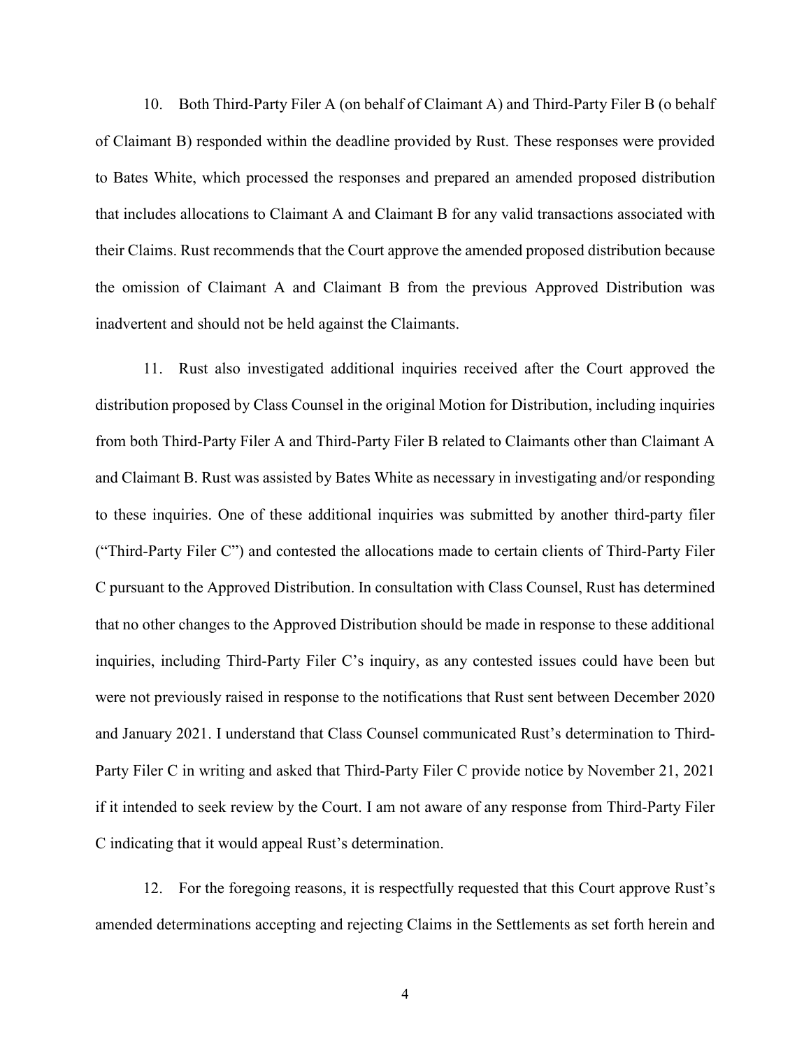10. Both Third-Party Filer A (on behalf of Claimant A) and Third-Party Filer B (o behalf of Claimant B) responded within the deadline provided by Rust. These responses were provided to Bates White, which processed the responses and prepared an amended proposed distribution that includes allocations to Claimant A and Claimant B for any valid transactions associated with their Claims. Rust recommends that the Court approve the amended proposed distribution because the omission of Claimant A and Claimant B from the previous Approved Distribution was inadvertent and should not be held against the Claimants.

11. Rust also investigated additional inquiries received after the Court approved the distribution proposed by Class Counsel in the original Motion for Distribution, including inquiries from both Third-Party Filer A and Third-Party Filer B related to Claimants other than Claimant A and Claimant B. Rust was assisted by Bates White as necessary in investigating and/or responding to these inquiries. One of these additional inquiries was submitted by another third-party filer ("Third-Party Filer C") and contested the allocations made to certain clients of Third-Party Filer C pursuant to the Approved Distribution. In consultation with Class Counsel, Rust has determined that no other changes to the Approved Distribution should be made in response to these additional inquiries, including Third-Party Filer C's inquiry, as any contested issues could have been but were not previously raised in response to the notifications that Rust sent between December 2020 and January 2021. I understand that Class Counsel communicated Rust's determination to Third-Party Filer C in writing and asked that Third-Party Filer C provide notice by November 21, 2021 if it intended to seek review by the Court. I am not aware of any response from Third-Party Filer C indicating that it would appeal Rust's determination.

12. For the foregoing reasons, it is respectfully requested that this Court approve Rust's amended determinations accepting and rejecting Claims in the Settlements as set forth herein and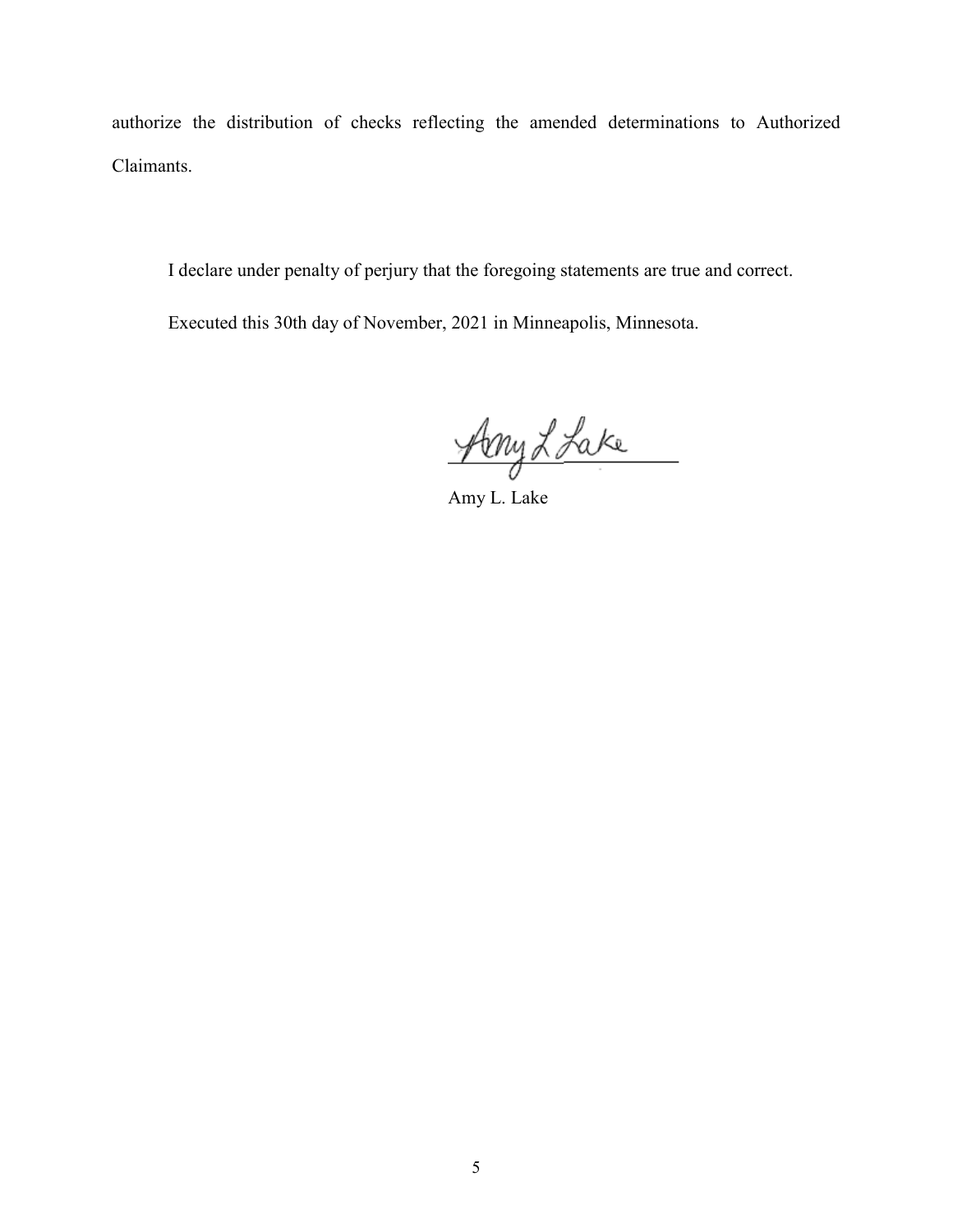authorize the distribution of checks reflecting the amended determinations to Authorized Claimants.

I declare under penalty of perjury that the foregoing statements are true and correct.

Executed this 30th day of November, 2021 in Minneapolis, Minnesota.

Amy L Lake

Amy L. Lake